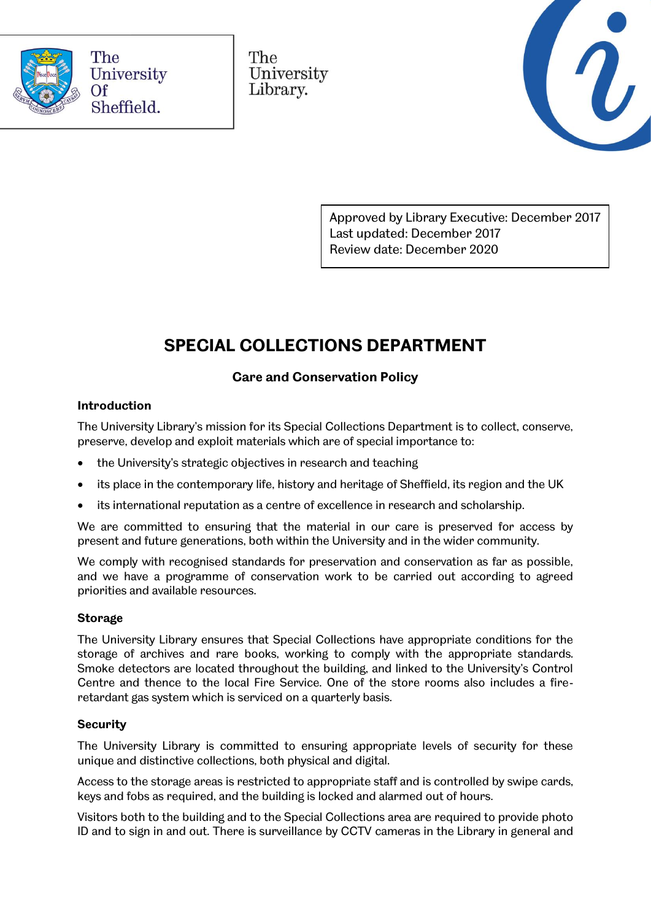The University Of Sheffield.

The University Library.

Approved by Library Executive: December 2017
Last updated: December 2017
Review date: December 2020

# SPECIAL COLLECTIONS DEPARTMENT

## Care and Conservation Policy

### Introduction

The University Library's mission for its Special Collections Department is to collect, conserve, preserve, develop and exploit materials which are of special importance to:

- the University's strategic objectives in research and teaching
- its place in the contemporary life, history and heritage of Sheffield, its region and the UK
- its international reputation as a centre of excellence in research and scholarship.

We are committed to ensuring that the material in our care is preserved for access by present and future generations, both within the University and in the wider community.

We comply with recognised standards for preservation and conservation as far as possible, and we have a programme of conservation work to be carried out according to agreed priorities and available resources.

### Storage

The University Library ensures that Special Collections have appropriate conditions for the storage of archives and rare books, working to comply with the appropriate standards. Smoke detectors are located throughout the building, and linked to the University's Control Centre and thence to the local Fire Service. One of the store rooms also includes a fire-retardant gas system which is serviced on a quarterly basis.

### Security

The University Library is committed to ensuring appropriate levels of security for these unique and distinctive collections, both physical and digital.

Access to the storage areas is restricted to appropriate staff and is controlled by swipe cards, keys and fobs as required, and the building is locked and alarmed out of hours.

Visitors both to the building and to the Special Collections area are required to provide photo ID and to sign in and out. There is surveillance by CCTV cameras in the Library in general and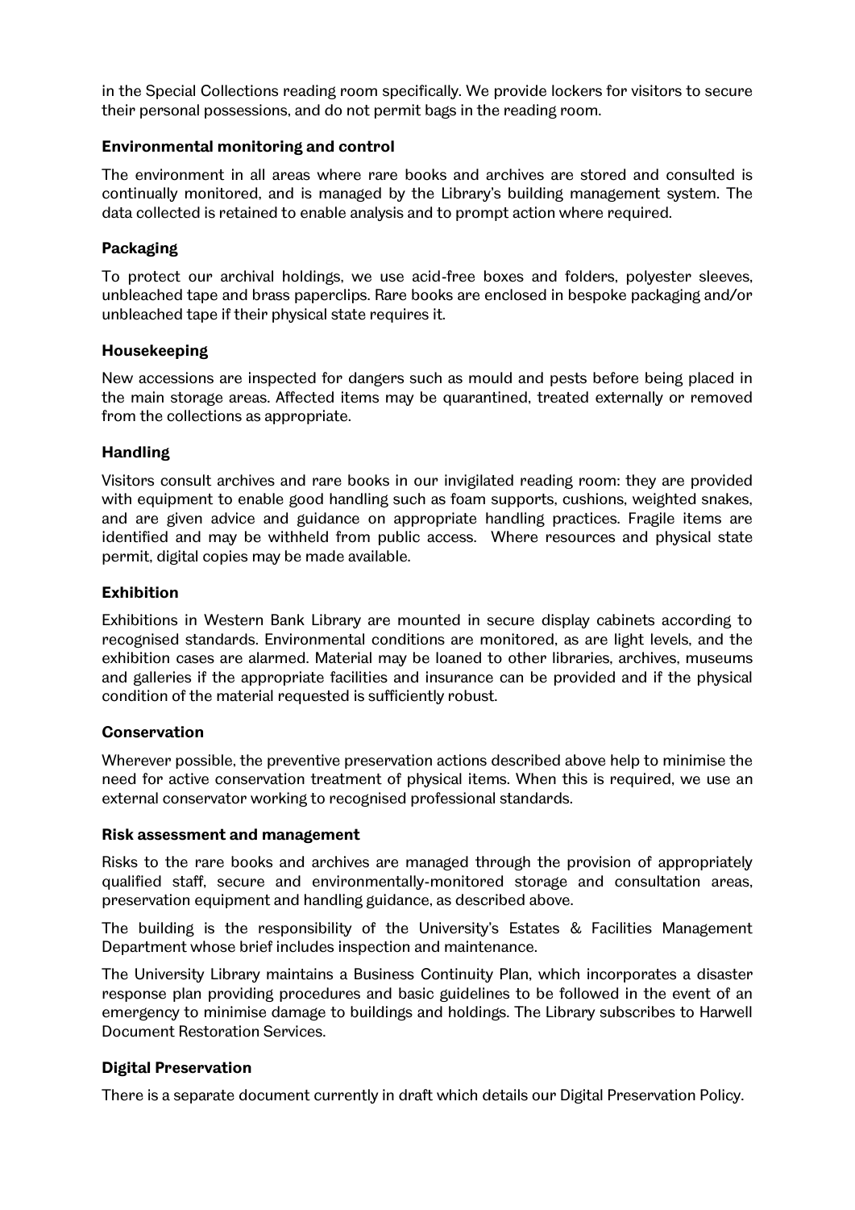in the Special Collections reading room specifically. We provide lockers for visitors to secure their personal possessions, and do not permit bags in the reading room.

**Environmental monitoring and control**

The environment in all areas where rare books and archives are stored and consulted is continually monitored, and is managed by the Library's building management system. The data collected is retained to enable analysis and to prompt action where required.

**Packaging**

To protect our archival holdings, we use acid-free boxes and folders, polyester sleeves, unbleached tape and brass paperclips. Rare books are enclosed in bespoke packaging and/or unbleached tape if their physical state requires it.

**Housekeeping**

New accessions are inspected for dangers such as mould and pests before being placed in the main storage areas. Affected items may be quarantined, treated externally or removed from the collections as appropriate.

**Handling**

Visitors consult archives and rare books in our invigilated reading room: they are provided with equipment to enable good handling such as foam supports, cushions, weighted snakes, and are given advice and guidance on appropriate handling practices. Fragile items are identified and may be withheld from public access. Where resources and physical state permit, digital copies may be made available.

**Exhibition**

Exhibitions in Western Bank Library are mounted in secure display cabinets according to recognised standards. Environmental conditions are monitored, as are light levels, and the exhibition cases are alarmed. Material may be loaned to other libraries, archives, museums and galleries if the appropriate facilities and insurance can be provided and if the physical condition of the material requested is sufficiently robust.

**Conservation**

Wherever possible, the preventive preservation actions described above help to minimise the need for active conservation treatment of physical items. When this is required, we use an external conservator working to recognised professional standards.

**Risk assessment and management**

Risks to the rare books and archives are managed through the provision of appropriately qualified staff, secure and environmentally-monitored storage and consultation areas, preservation equipment and handling guidance, as described above.

The building is the responsibility of the University's Estates & Facilities Management Department whose brief includes inspection and maintenance.

The University Library maintains a Business Continuity Plan, which incorporates a disaster response plan providing procedures and basic guidelines to be followed in the event of an emergency to minimise damage to buildings and holdings. The Library subscribes to Harwell Document Restoration Services.

**Digital Preservation**

There is a separate document currently in draft which details our Digital Preservation Policy.